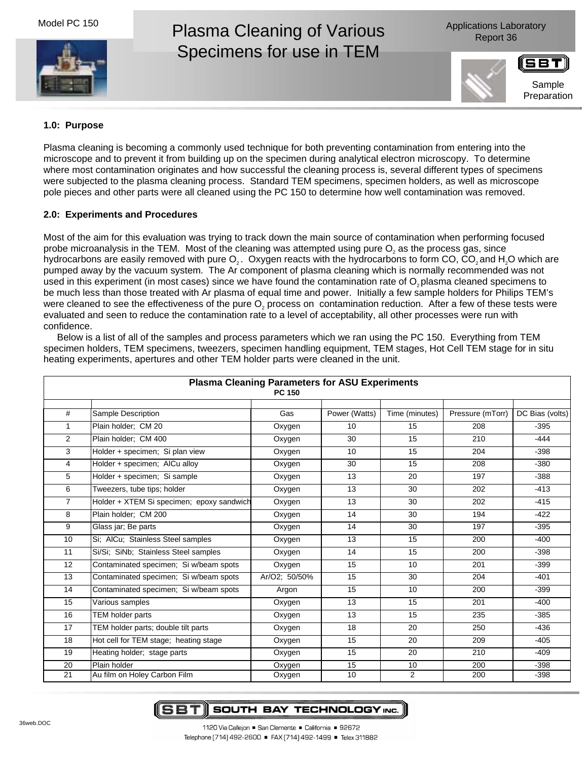Model PC 150

# Plasma Cleaning of Various Specimens for use in TEM

Applications Laboratory Report 36

Sample Preparation

## 1.0: Purpose

Plasma cleaning is becoming a commonly used technique for both preventing contamination from entering into the microscope and to prevent it from building up on the specimen during analytical electron microscopy. To determine where most contamination originates and how successful the cleaning process is, several different types of specimens were subjected to the plasma cleaning process. Standard TEM specimens, specimen holders, as well as microscope pole pieces and other parts were all cleaned using the PC 150 to determine how well contamination was removed.

## 2.0: Experiments and Procedures

Most of the aim for this evaluation was trying to track down the main source of contamination when performing focused probe microanalysis in the TEM. Most of the cleaning was attempted using pure $O_2$ as the process gas, since hydrocarbons are easily removed with pure $O_2$. Oxygen reacts with the hydrocarbons to form CO, $CO_2$ and $H_2O$ which are pumped away by the vacuum system. The Ar component of plasma cleaning which is normally recommended was not used in this experiment (in most cases) since we have found the contamination rate of $O_2$ plasma cleaned specimens to be much less than those treated with Ar plasma of equal time and power. Initially a few sample holders for Philips TEM's were cleaned to see the effectiveness of the pure $O_2$ process on contamination reduction. After a few of these tests were evaluated and seen to reduce the contamination rate to a level of acceptability, all other processes were run with confidence.

Below is a list of all of the samples and process parameters which we ran using the PC 150. Everything from TEM specimen holders, TEM specimens, tweezers, specimen handling equipment, TEM stages, Hot Cell TEM stage for in situ heating experiments, apertures and other TEM holder parts were cleaned in the unit.

**Plasma Cleaning Parameters for ASU Experiments**
**PC 150**

| # | Sample Description | Gas | Power (Watts) | Time (minutes) | Pressure (mTorr) | DC Bias (volts) |
|---|---|---|---|---|---|---|
| 1 | Plain holder; CM 20 | Oxygen | 10 | 15 | 208 | -395 |
| 2 | Plain holder; CM 400 | Oxygen | 30 | 15 | 210 | -444 |
| 3 | Holder + specimen; Si plan view | Oxygen | 10 | 15 | 204 | -398 |
| 4 | Holder + specimen; AlCu alloy | Oxygen | 30 | 15 | 208 | -380 |
| 5 | Holder + specimen; Si sample | Oxygen | 13 | 20 | 197 | -388 |
| 6 | Tweezers, tube tips; holder | Oxygen | 13 | 30 | 202 | -413 |
| 7 | Holder + XTEM Si specimen; epoxy sandwich | Oxygen | 13 | 30 | 202 | -415 |
| 8 | Plain holder; CM 200 | Oxygen | 14 | 30 | 194 | -422 |
| 9 | Glass jar; Be parts | Oxygen | 14 | 30 | 197 | -395 |
| 10 | Si; AlCu; Stainless Steel samples | Oxygen | 13 | 15 | 200 | -400 |
| 11 | Si/Si; SiNb; Stainless Steel samples | Oxygen | 14 | 15 | 200 | -398 |
| 12 | Contaminated specimen; Si w/beam spots | Oxygen | 15 | 10 | 201 | -399 |
| 13 | Contaminated specimen; Si w/beam spots | Ar/O2; 50/50% | 15 | 30 | 204 | -401 |
| 14 | Contaminated specimen; Si w/beam spots | Argon | 15 | 10 | 200 | -399 |
| 15 | Various samples | Oxygen | 13 | 15 | 201 | -400 |
| 16 | TEM holder parts | Oxygen | 13 | 15 | 235 | -385 |
| 17 | TEM holder parts; double tilt parts | Oxygen | 18 | 20 | 250 | -436 |
| 18 | Hot cell for TEM stage; heating stage | Oxygen | 15 | 20 | 209 | -405 |
| 19 | Heating holder; stage parts | Oxygen | 15 | 20 | 210 | -409 |
| 20 | Plain holder | Oxygen | 15 | 10 | 200 | -398 |
| 21 | Au film on Holey Carbon Film | Oxygen | 10 | 2 | 200 | -398 |

SOUTH BAY TECHNOLOGY INC.
1120 Via Callejon ■ San Clemente ■ California ■ 92672
Telephone [714] 492-2600 ■ FAX [714] 492-1499 ■ Telex 311882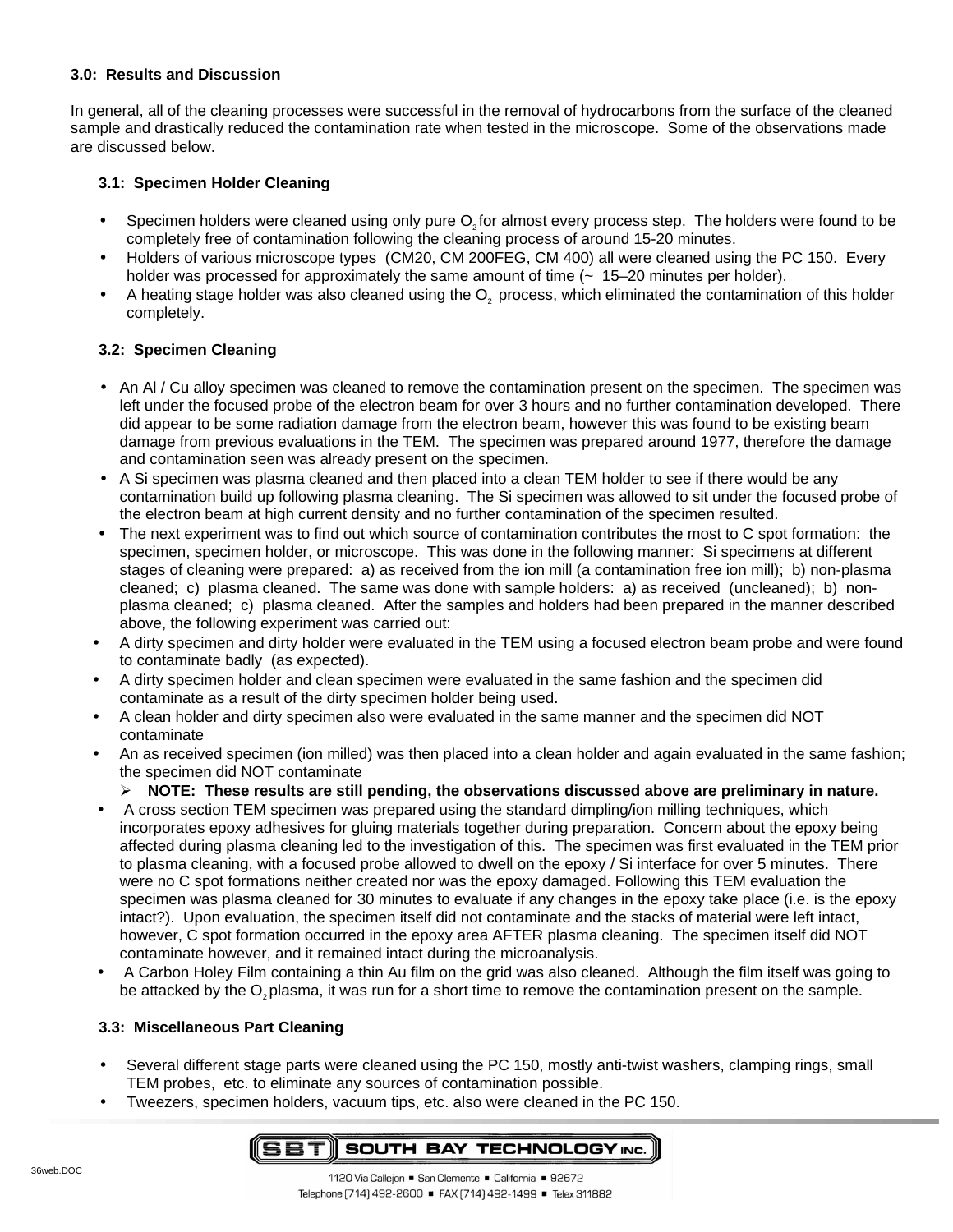## 3.0: Results and Discussion

In general, all of the cleaning processes were successful in the removal of hydrocarbons from the surface of the cleaned sample and drastically reduced the contamination rate when tested in the microscope. Some of the observations made are discussed below.

### 3.1: Specimen Holder Cleaning

- Specimen holders were cleaned using only pure $O_2$ for almost every process step. The holders were found to be completely free of contamination following the cleaning process of around 15-20 minutes.
- Holders of various microscope types (CM20, CM 200FEG, CM 400) all were cleaned using the PC 150. Every holder was processed for approximately the same amount of time (~ 15–20 minutes per holder).
- A heating stage holder was also cleaned using the $O_2$ process, which eliminated the contamination of this holder completely.

### 3.2: Specimen Cleaning

- An Al / Cu alloy specimen was cleaned to remove the contamination present on the specimen. The specimen was left under the focused probe of the electron beam for over 3 hours and no further contamination developed. There did appear to be some radiation damage from the electron beam, however this was found to be existing beam damage from previous evaluations in the TEM. The specimen was prepared around 1977, therefore the damage and contamination seen was already present on the specimen.
- A Si specimen was plasma cleaned and then placed into a clean TEM holder to see if there would be any contamination build up following plasma cleaning. The Si specimen was allowed to sit under the focused probe of the electron beam at high current density and no further contamination of the specimen resulted.
- The next experiment was to find out which source of contamination contributes the most to C spot formation: the specimen, specimen holder, or microscope. This was done in the following manner: Si specimens at different stages of cleaning were prepared: a) as received from the ion mill (a contamination free ion mill); b) non-plasma cleaned; c) plasma cleaned. The same was done with sample holders: a) as received (uncleaned); b) non-plasma cleaned; c) plasma cleaned. After the samples and holders had been prepared in the manner described above, the following experiment was carried out:
- A dirty specimen and dirty holder were evaluated in the TEM using a focused electron beam probe and were found to contaminate badly (as expected).
- A dirty specimen holder and clean specimen were evaluated in the same fashion and the specimen did contaminate as a result of the dirty specimen holder being used.
- A clean holder and dirty specimen also were evaluated in the same manner and the specimen did NOT contaminate
- An as received specimen (ion milled) was then placed into a clean holder and again evaluated in the same fashion; the specimen did NOT contaminate
  - **NOTE: These results are still pending, the observations discussed above are preliminary in nature.**
- A cross section TEM specimen was prepared using the standard dimpling/ion milling techniques, which incorporates epoxy adhesives for gluing materials together during preparation. Concern about the epoxy being affected during plasma cleaning led to the investigation of this. The specimen was first evaluated in the TEM prior to plasma cleaning, with a focused probe allowed to dwell on the epoxy / Si interface for over 5 minutes. There were no C spot formations neither created nor was the epoxy damaged. Following this TEM evaluation the specimen was plasma cleaned for 30 minutes to evaluate if any changes in the epoxy take place (i.e. is the epoxy intact?). Upon evaluation, the specimen itself did not contaminate and the stacks of material were left intact, however, C spot formation occurred in the epoxy area AFTER plasma cleaning. The specimen itself did NOT contaminate however, and it remained intact during the microanalysis.
- A Carbon Holey Film containing a thin Au film on the grid was also cleaned. Although the film itself was going to be attacked by the $O_2$ plasma, it was run for a short time to remove the contamination present on the sample.

### 3.3: Miscellaneous Part Cleaning

- Several different stage parts were cleaned using the PC 150, mostly anti-twist washers, clamping rings, small TEM probes, etc. to eliminate any sources of contamination possible.
- Tweezers, specimen holders, vacuum tips, etc. also were cleaned in the PC 150.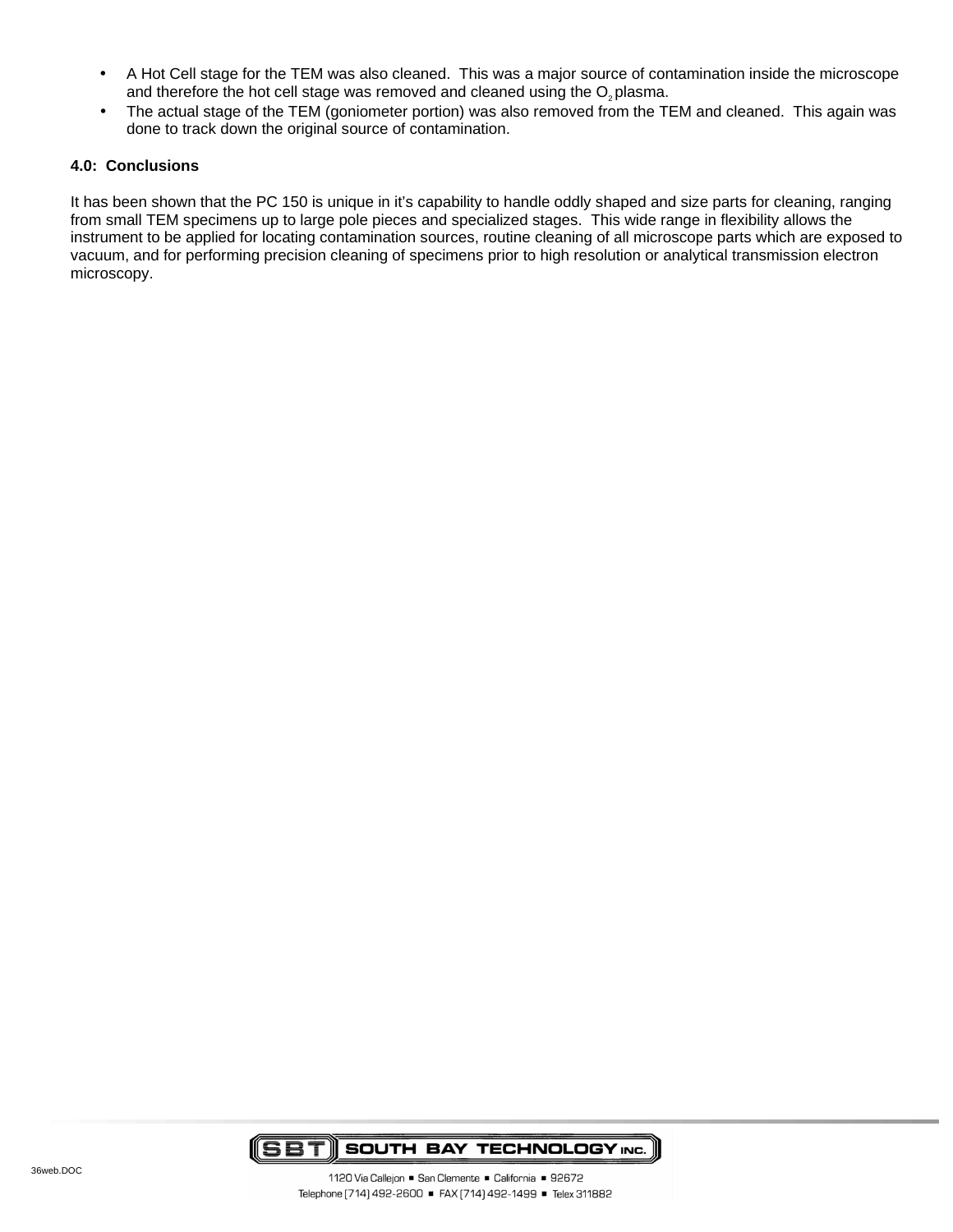- A Hot Cell stage for the TEM was also cleaned.  This was a major source of contamination inside the microscope and therefore the hot cell stage was removed and cleaned using the $O_2$ plasma.
- The actual stage of the TEM (goniometer portion) was also removed from the TEM and cleaned.  This again was done to track down the original source of contamination.

**4.0:  Conclusions**

It has been shown that the PC 150 is unique in it's capability to handle oddly shaped and size parts for cleaning, ranging from small TEM specimens up to large pole pieces and specialized stages.  This wide range in flexibility allows the instrument to be applied for locating contamination sources, routine cleaning of all microscope parts which are exposed to vacuum, and for performing precision cleaning of specimens prior to high resolution or analytical transmission electron microscopy.